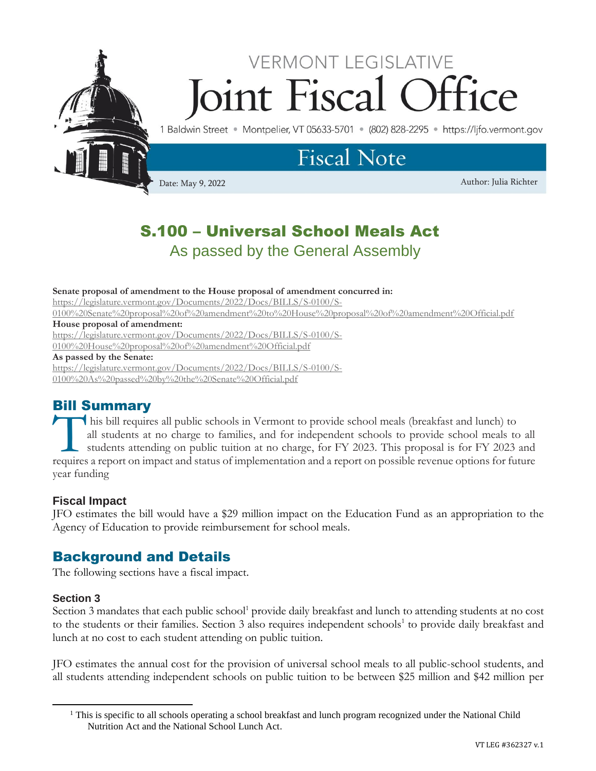# VERMONT LEGISLATIVE Joint Fiscal Office

1 Baldwin Street • Montpelier, VT 05633-5701 • (802) 828-2295 • https://ljfo.vermont.gov

## Fiscal Note

Date: May 9, 2022

Author: Julia Richter

# S.100 – Universal School Meals Act

### As passed by the General Assembly

**Senate proposal of amendment to the House proposal of amendment concurred in:**
https://legislature.vermont.gov/Documents/2022/Docs/BILLS/S-0100/S-0100%20Senate%20proposal%20of%20amendment%20to%20House%20proposal%20of%20amendment%20Official.pdf

**House proposal of amendment:**
https://legislature.vermont.gov/Documents/2022/Docs/BILLS/S-0100/S-0100%20House%20proposal%20of%20amendment%20Official.pdf

**As passed by the Senate:**
https://legislature.vermont.gov/Documents/2022/Docs/BILLS/S-0100/S-0100%20As%20passed%20by%20the%20Senate%20Official.pdf

## Bill Summary

This bill requires all public schools in Vermont to provide school meals (breakfast and lunch) to all students at no charge to families, and for independent schools to provide school meals to all students attending on public tuition at no charge, for FY 2023. This proposal is for FY 2023 and requires a report on impact and status of implementation and a report on possible revenue options for future year funding

### Fiscal Impact

JFO estimates the bill would have a $29 million impact on the Education Fund as an appropriation to the Agency of Education to provide reimbursement for school meals.

## Background and Details

The following sections have a fiscal impact.

### Section 3

Section 3 mandates that each public school[1] provide daily breakfast and lunch to attending students at no cost to the students or their families. Section 3 also requires independent schools[1] to provide daily breakfast and lunch at no cost to each student attending on public tuition.

JFO estimates the annual cost for the provision of universal school meals to all public-school students, and all students attending independent schools on public tuition to be between $25 million and $42 million per

[1] This is specific to all schools operating a school breakfast and lunch program recognized under the National Child Nutrition Act and the National School Lunch Act.

VT LEG #362327 v.1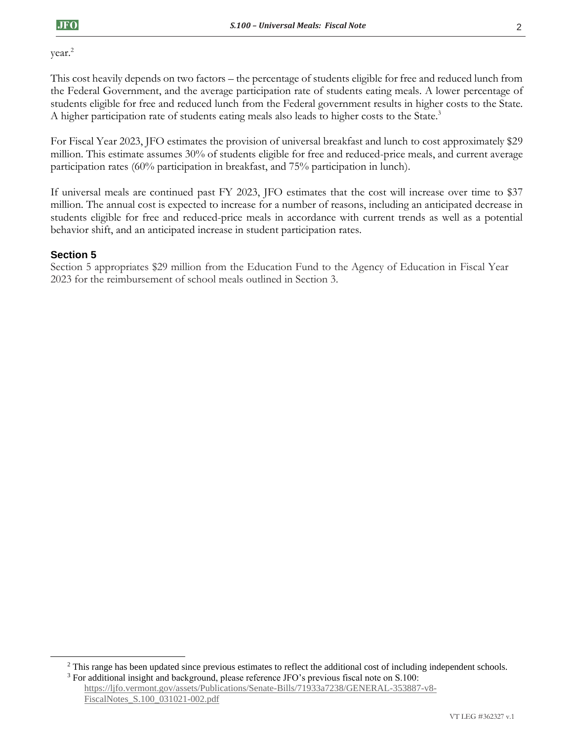year.[2]

This cost heavily depends on two factors – the percentage of students eligible for free and reduced lunch from the Federal Government, and the average participation rate of students eating meals. A lower percentage of students eligible for free and reduced lunch from the Federal government results in higher costs to the State. A higher participation rate of students eating meals also leads to higher costs to the State.[3]

For Fiscal Year 2023, JFO estimates the provision of universal breakfast and lunch to cost approximately $29 million. This estimate assumes 30% of students eligible for free and reduced-price meals, and current average participation rates (60% participation in breakfast, and 75% participation in lunch).

If universal meals are continued past FY 2023, JFO estimates that the cost will increase over time to $37 million. The annual cost is expected to increase for a number of reasons, including an anticipated decrease in students eligible for free and reduced-price meals in accordance with current trends as well as a potential behavior shift, and an anticipated increase in student participation rates.

### Section 5

Section 5 appropriates $29 million from the Education Fund to the Agency of Education in Fiscal Year 2023 for the reimbursement of school meals outlined in Section 3.

---

[2] This range has been updated since previous estimates to reflect the additional cost of including independent schools.

[3] For additional insight and background, please reference JFO's previous fiscal note on S.100: https://ljfo.vermont.gov/assets/Publications/Senate-Bills/71933a7238/GENERAL-353887-v8-FiscalNotes_S.100_031021-002.pdf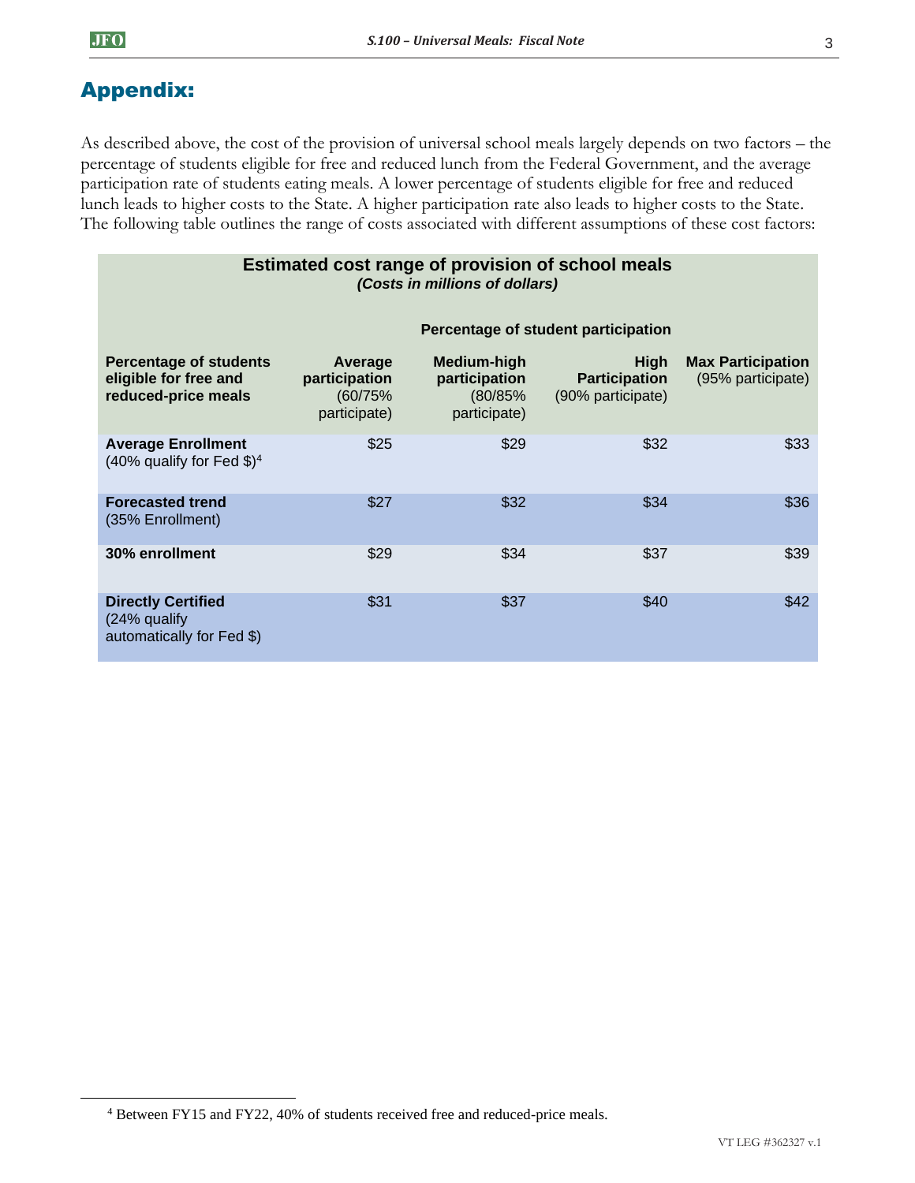## Appendix:

As described above, the cost of the provision of universal school meals largely depends on two factors – the percentage of students eligible for free and reduced lunch from the Federal Government, and the average participation rate of students eating meals. A lower percentage of students eligible for free and reduced lunch leads to higher costs to the State. A higher participation rate also leads to higher costs to the State. The following table outlines the range of costs associated with different assumptions of these cost factors:

**Estimated cost range of provision of school meals**
***(Costs in millions of dollars)***

| | Percentage of student participation | | | |
|---|---|---|---|---|
| **Percentage of students eligible for free and reduced-price meals** | **Average participation** (60/75% participate) | **Medium-high participation** (80/85% participate) | **High Participation** (90% participate) | **Max Participation** (95% participate) |
| **Average Enrollment** (40% qualify for Fed $)[4] | $25 | $29 | $32 | $33 |
| **Forecasted trend** (35% Enrollment) | $27 | $32 | $34 | $36 |
| **30% enrollment** | $29 | $34 | $37 | $39 |
| **Directly Certified** (24% qualify automatically for Fed $) | $31 | $37 | $40 | $42 |

[4] Between FY15 and FY22, 40% of students received free and reduced-price meals.